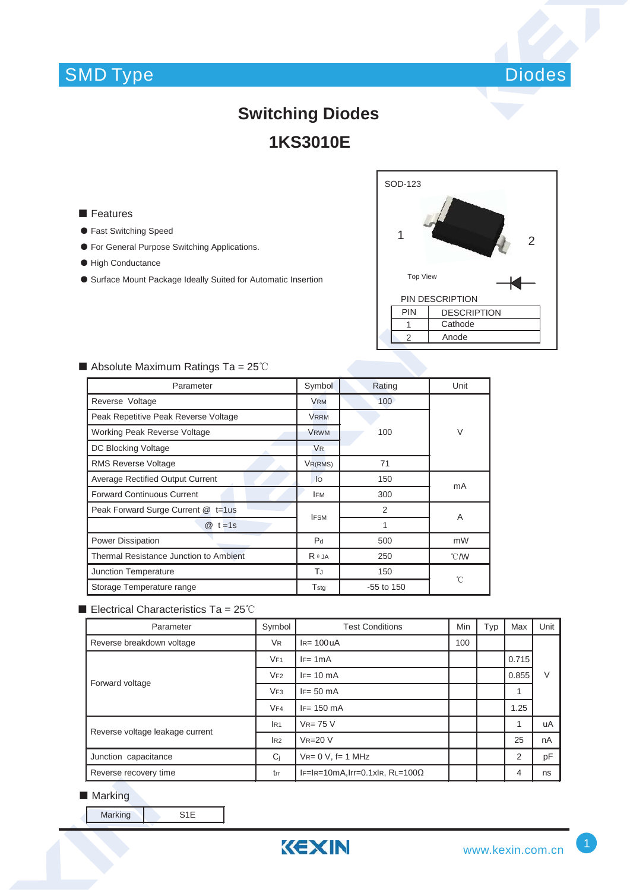SMD Type

Diodes

# Switching Diodes

# 1KS3010E

SOD-123

1 2

Top View

PIN DESCRIPTION

| PIN | DESCRIPTION |
|---|---|
| 1 | Cathode |
| 2 | Anode |

## ■ Features

- Fast Switching Speed
- For General Purpose Switching Applications.
- High Conductance
- Surface Mount Package Ideally Suited for Automatic Insertion

## ■ Absolute Maximum Ratings Ta = 25℃

| Parameter | Symbol | Rating | Unit |
|---|---|---|---|
| Reverse Voltage | $V_{RM}$ | 100 | V |
| Peak Repetitive Peak Reverse Voltage | $V_{RRM}$ | 100 | V |
| Working Peak Reverse Voltage | $V_{RWM}$ | 100 | V |
| DC Blocking Voltage | $V_R$ | 100 | V |
| RMS Reverse Voltage | $V_{R(RMS)}$ | 71 | V |
| Average Rectified Output Current | $I_O$ | 150 | mA |
| Forward Continuous Current | $I_{FM}$ | 300 | mA |
| Peak Forward Surge Current @ t=1us | $I_{FSM}$ | 2 | A |
| @ t=1s | $I_{FSM}$ | 1 | A |
| Power Dissipation | $P_d$ | 500 | mW |
| Thermal Resistance Junction to Ambient | $R_{\theta JA}$ | 250 | ℃/W |
| Junction Temperature | $T_J$ | 150 | ℃ |
| Storage Temperature range | $T_{stg}$ | -55 to 150 | ℃ |

## ■ Electrical Characteristics Ta = 25℃

| Parameter | Symbol | Test Conditions | Min | Typ | Max | Unit |
|---|---|---|---|---|---|---|
| Reverse breakdown voltage | $V_R$ | $I_R$= 100uA | 100 | | | V |
| Forward voltage | $V_{F1}$ | $I_F$= 1mA | | | 0.715 | V |
| | $V_{F2}$ | $I_F$= 10 mA | | | 0.855 | V |
| | $V_{F3}$ | $I_F$= 50 mA | | | 1 | V |
| | $V_{F4}$ | $I_F$= 150 mA | | | 1.25 | V |
| Reverse voltage leakage current | $I_{R1}$ | $V_R$= 75 V | | | 1 | uA |
| | $I_{R2}$ | $V_R$=20 V | | | 25 | nA |
| Junction capacitance | $C_j$ | $V_R$= 0 V, f= 1 MHz | | | 2 | pF |
| Reverse recovery time | $t_{rr}$ | $I_F$=$I_R$=10mA,Irr=0.1x$I_R$, $R_L$=100Ω | | | 4 | ns |

## ■ Marking

| Marking | S1E |
|---|---|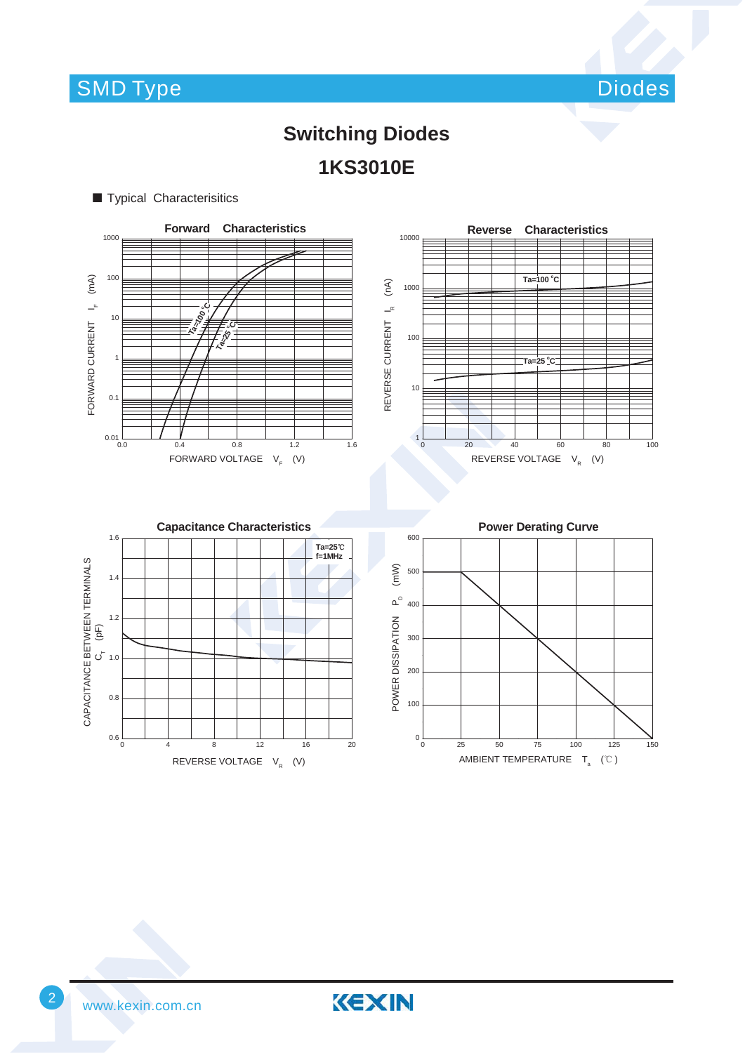# Switching Diodes

## 1KS3010E

■ Typical Characterisitics

**Forward Characteristics**

FORWARD CURRENT $I_F$ (mA)

FORWARD VOLTAGE $V_F$ (V)

Ta=100 °C

Ta=25 °C

**Reverse Characteristics**

REVERSE CURRENT $I_R$ (nA)

REVERSE VOLTAGE $V_R$ (V)

Ta=100 °C

Ta=25 °C

**Capacitance Characteristics**

CAPACITANCE BETWEEN TERMINALS $C_T$ (pF)

REVERSE VOLTAGE $V_R$ (V)

Ta=25℃
f=1MHz

**Power Derating Curve**

POWER DISSIPATION $P_D$ (mW)

AMBIENT TEMPERATURE $T_a$ (℃)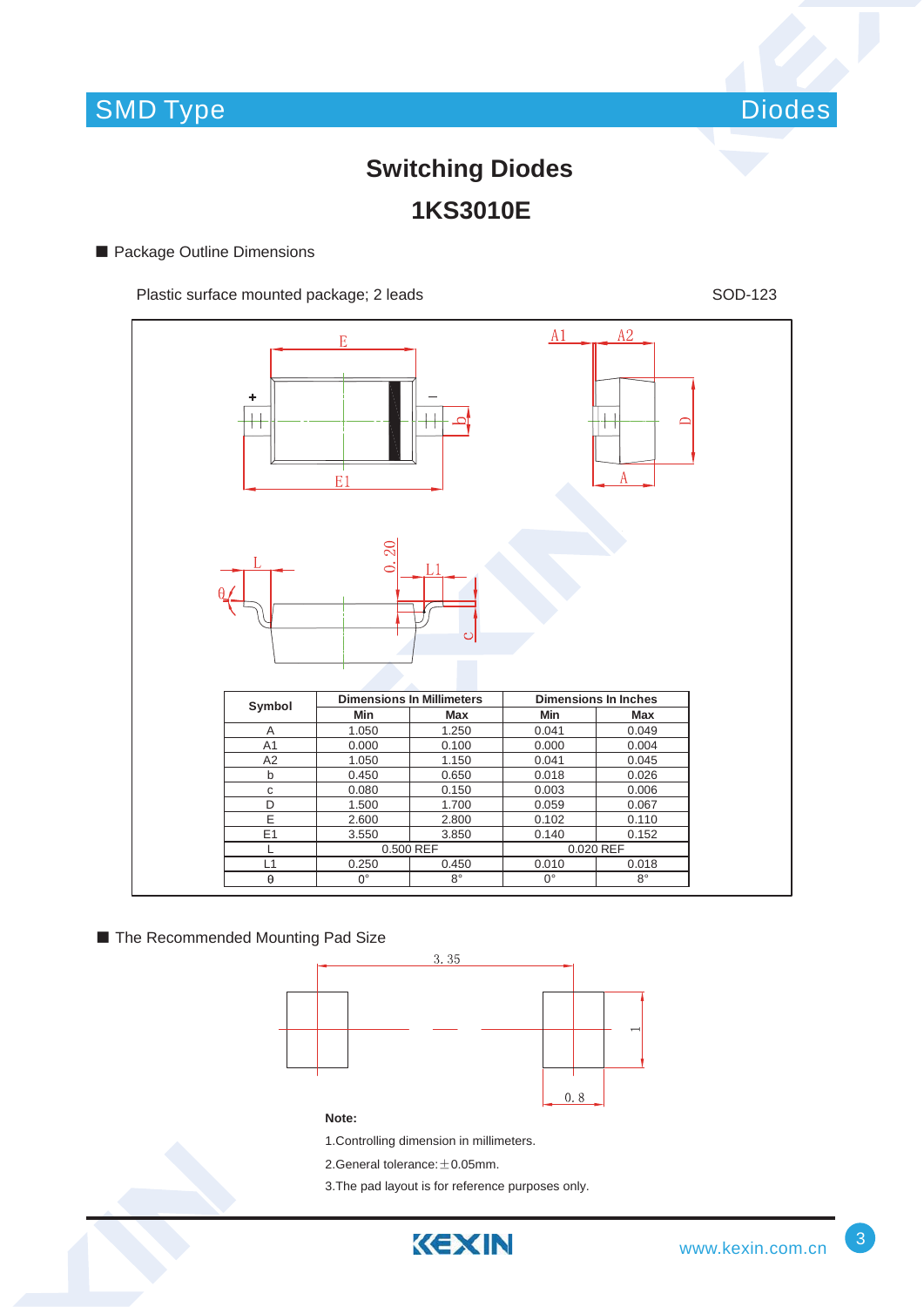# Switching Diodes

## 1KS3010E

■ Package Outline Dimensions

Plastic surface mounted package; 2 leads

SOD-123

| Symbol | Dimensions In Millimeters | | Dimensions In Inches | |
|---|---|---|---|---|
| | Min | Max | Min | Max |
| A | 1.050 | 1.250 | 0.041 | 0.049 |
| A1 | 0.000 | 0.100 | 0.000 | 0.004 |
| A2 | 1.050 | 1.150 | 0.041 | 0.045 |
| b | 0.450 | 0.650 | 0.018 | 0.026 |
| c | 0.080 | 0.150 | 0.003 | 0.006 |
| D | 1.500 | 1.700 | 0.059 | 0.067 |
| E | 2.600 | 2.800 | 0.102 | 0.110 |
| E1 | 3.550 | 3.850 | 0.140 | 0.152 |
| L | 0.500 REF | | 0.020 REF | |
| L1 | 0.250 | 0.450 | 0.010 | 0.018 |
| θ | 0° | 8° | 0° | 8° |

■ The Recommended Mounting Pad Size

3.35

1

0.8

**Note:**

1.Controlling dimension in millimeters.

2.General tolerance: ±0.05mm.

3.The pad layout is for reference purposes only.